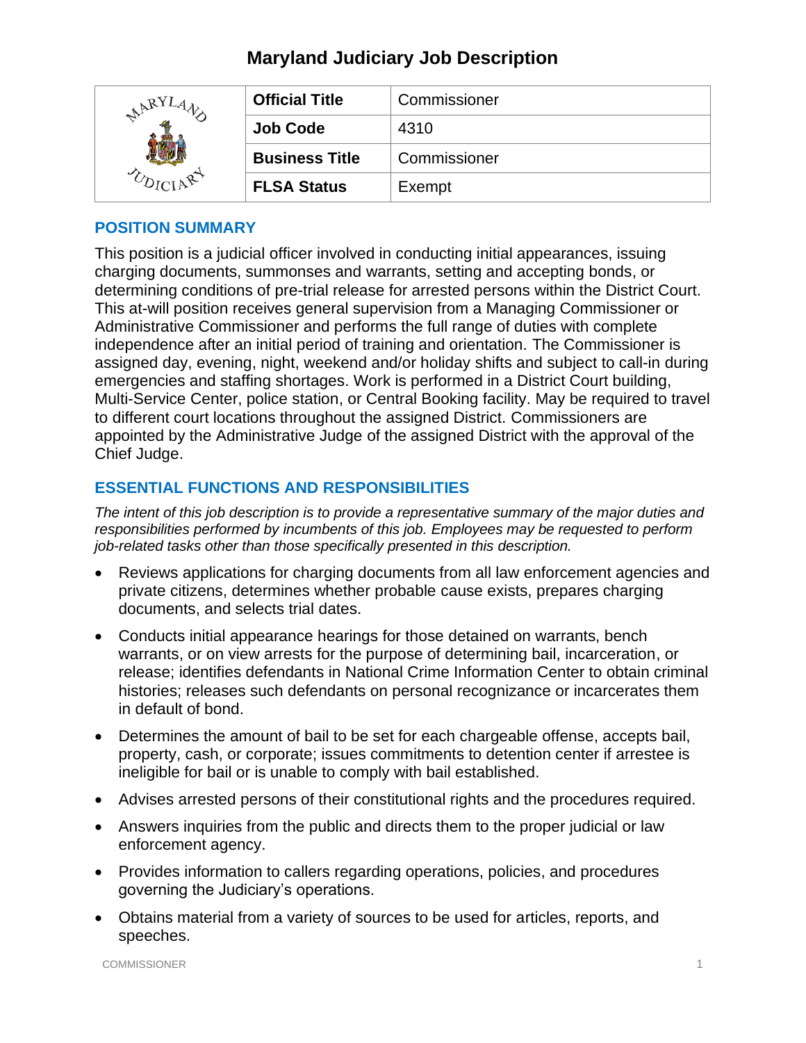# Maryland Judiciary Job Description

| Official Title | Commissioner |
|---|---|
| Job Code | 4310 |
| Business Title | Commissioner |
| FLSA Status | Exempt |

## POSITION SUMMARY

This position is a judicial officer involved in conducting initial appearances, issuing charging documents, summonses and warrants, setting and accepting bonds, or determining conditions of pre-trial release for arrested persons within the District Court. This at-will position receives general supervision from a Managing Commissioner or Administrative Commissioner and performs the full range of duties with complete independence after an initial period of training and orientation. The Commissioner is assigned day, evening, night, weekend and/or holiday shifts and subject to call-in during emergencies and staffing shortages. Work is performed in a District Court building, Multi-Service Center, police station, or Central Booking facility. May be required to travel to different court locations throughout the assigned District. Commissioners are appointed by the Administrative Judge of the assigned District with the approval of the Chief Judge.

## ESSENTIAL FUNCTIONS AND RESPONSIBILITIES

*The intent of this job description is to provide a representative summary of the major duties and responsibilities performed by incumbents of this job. Employees may be requested to perform job-related tasks other than those specifically presented in this description.*

- Reviews applications for charging documents from all law enforcement agencies and private citizens, determines whether probable cause exists, prepares charging documents, and selects trial dates.
- Conducts initial appearance hearings for those detained on warrants, bench warrants, or on view arrests for the purpose of determining bail, incarceration, or release; identifies defendants in National Crime Information Center to obtain criminal histories; releases such defendants on personal recognizance or incarcerates them in default of bond.
- Determines the amount of bail to be set for each chargeable offense, accepts bail, property, cash, or corporate; issues commitments to detention center if arrestee is ineligible for bail or is unable to comply with bail established.
- Advises arrested persons of their constitutional rights and the procedures required.
- Answers inquiries from the public and directs them to the proper judicial or law enforcement agency.
- Provides information to callers regarding operations, policies, and procedures governing the Judiciary's operations.
- Obtains material from a variety of sources to be used for articles, reports, and speeches.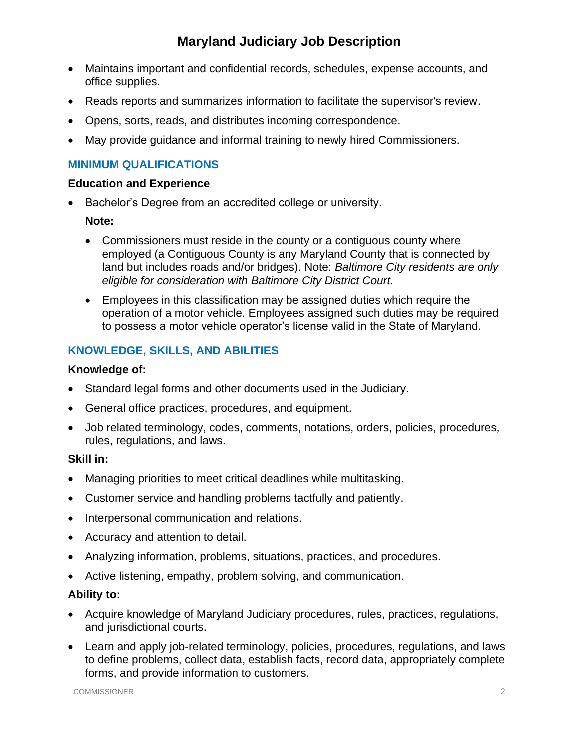- Maintains important and confidential records, schedules, expense accounts, and office supplies.
- Reads reports and summarizes information to facilitate the supervisor's review.
- Opens, sorts, reads, and distributes incoming correspondence.
- May provide guidance and informal training to newly hired Commissioners.

## MINIMUM QUALIFICATIONS

### Education and Experience

- Bachelor's Degree from an accredited college or university.

  **Note:**

  - Commissioners must reside in the county or a contiguous county where employed (a Contiguous County is any Maryland County that is connected by land but includes roads and/or bridges). Note: *Baltimore City residents are only eligible for consideration with Baltimore City District Court.*
  - Employees in this classification may be assigned duties which require the operation of a motor vehicle. Employees assigned such duties may be required to possess a motor vehicle operator's license valid in the State of Maryland.

## KNOWLEDGE, SKILLS, AND ABILITIES

### Knowledge of:

- Standard legal forms and other documents used in the Judiciary.
- General office practices, procedures, and equipment.
- Job related terminology, codes, comments, notations, orders, policies, procedures, rules, regulations, and laws.

### Skill in:

- Managing priorities to meet critical deadlines while multitasking.
- Customer service and handling problems tactfully and patiently.
- Interpersonal communication and relations.
- Accuracy and attention to detail.
- Analyzing information, problems, situations, practices, and procedures.
- Active listening, empathy, problem solving, and communication.

### Ability to:

- Acquire knowledge of Maryland Judiciary procedures, rules, practices, regulations, and jurisdictional courts.
- Learn and apply job-related terminology, policies, procedures, regulations, and laws to define problems, collect data, establish facts, record data, appropriately complete forms, and provide information to customers.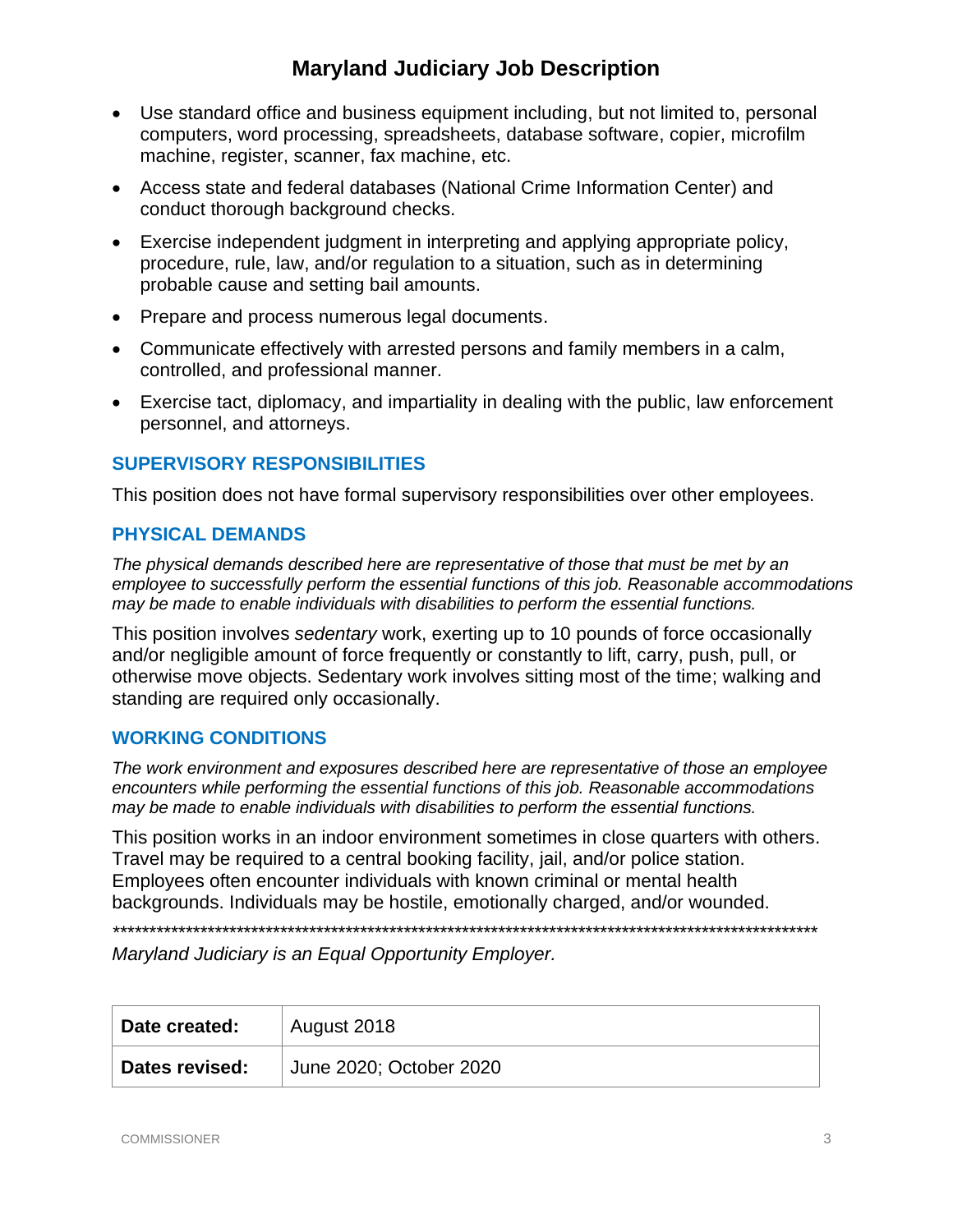- Use standard office and business equipment including, but not limited to, personal computers, word processing, spreadsheets, database software, copier, microfilm machine, register, scanner, fax machine, etc.
- Access state and federal databases (National Crime Information Center) and conduct thorough background checks.
- Exercise independent judgment in interpreting and applying appropriate policy, procedure, rule, law, and/or regulation to a situation, such as in determining probable cause and setting bail amounts.
- Prepare and process numerous legal documents.
- Communicate effectively with arrested persons and family members in a calm, controlled, and professional manner.
- Exercise tact, diplomacy, and impartiality in dealing with the public, law enforcement personnel, and attorneys.

## SUPERVISORY RESPONSIBILITIES

This position does not have formal supervisory responsibilities over other employees.

## PHYSICAL DEMANDS

*The physical demands described here are representative of those that must be met by an employee to successfully perform the essential functions of this job. Reasonable accommodations may be made to enable individuals with disabilities to perform the essential functions.*

This position involves *sedentary* work, exerting up to 10 pounds of force occasionally and/or negligible amount of force frequently or constantly to lift, carry, push, pull, or otherwise move objects. Sedentary work involves sitting most of the time; walking and standing are required only occasionally.

## WORKING CONDITIONS

*The work environment and exposures described here are representative of those an employee encounters while performing the essential functions of this job. Reasonable accommodations may be made to enable individuals with disabilities to perform the essential functions.*

This position works in an indoor environment sometimes in close quarters with others. Travel may be required to a central booking facility, jail, and/or police station. Employees often encounter individuals with known criminal or mental health backgrounds. Individuals may be hostile, emotionally charged, and/or wounded.

*******************************************************************************************************

*Maryland Judiciary is an Equal Opportunity Employer.*

| | |
|---|---|
| **Date created:** | August 2018 |
| **Dates revised:** | June 2020; October 2020 |